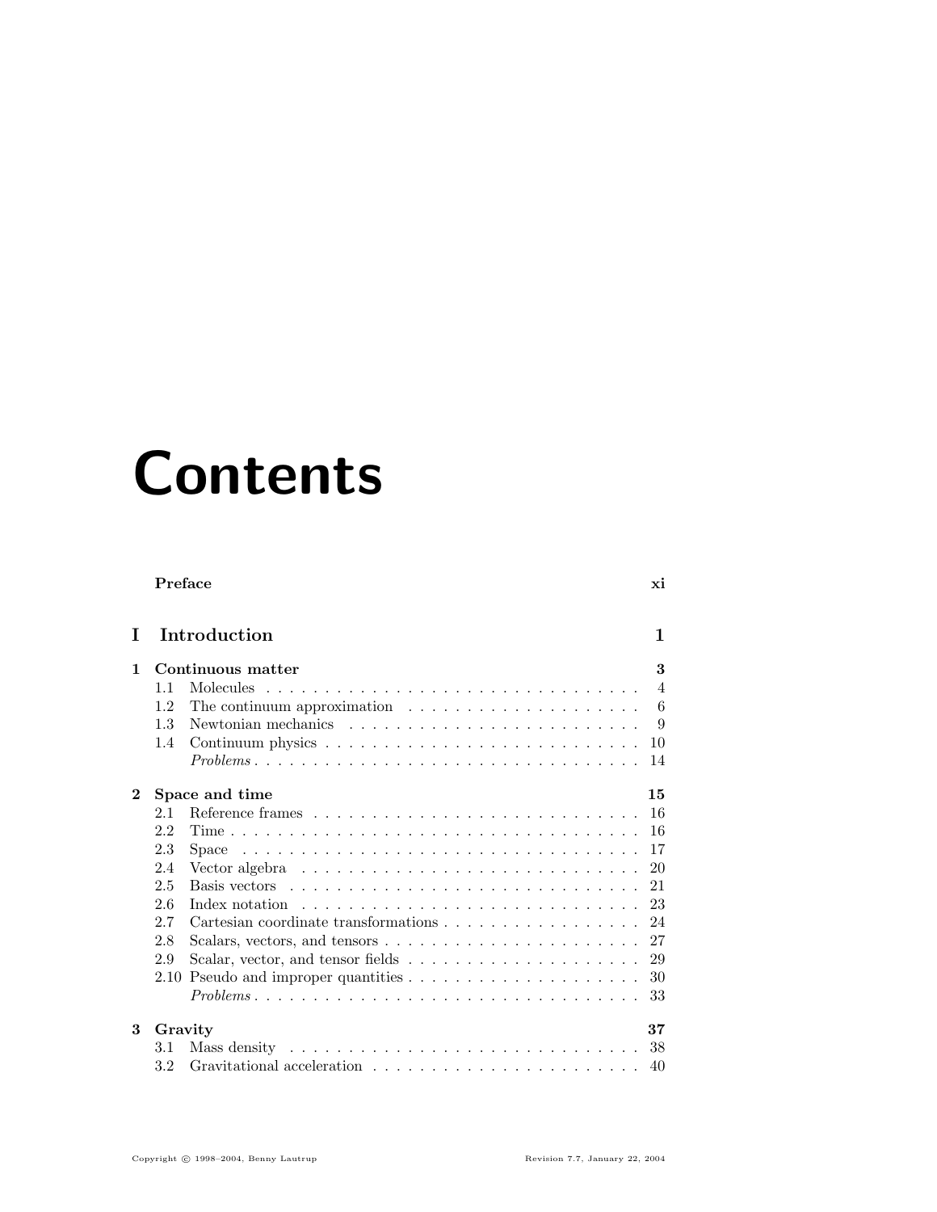# Contents

**Preface** **xi**

## I Introduction **1**

**1 Continuous matter** **3**

- 1.1 Molecules . . . . . . . . . . . . . . . . . . . . . . . . . . . . . . . . 4
- 1.2 The continuum approximation . . . . . . . . . . . . . . . . . . . . . 6
- 1.3 Newtonian mechanics . . . . . . . . . . . . . . . . . . . . . . . . . . 9
- 1.4 Continuum physics . . . . . . . . . . . . . . . . . . . . . . . . . . . 10
- *Problems* . . . . . . . . . . . . . . . . . . . . . . . . . . . . . . . . 14

**2 Space and time** **15**

- 2.1 Reference frames . . . . . . . . . . . . . . . . . . . . . . . . . . . . 16
- 2.2 Time . . . . . . . . . . . . . . . . . . . . . . . . . . . . . . . . . . . 16
- 2.3 Space . . . . . . . . . . . . . . . . . . . . . . . . . . . . . . . . . . 17
- 2.4 Vector algebra . . . . . . . . . . . . . . . . . . . . . . . . . . . . . 20
- 2.5 Basis vectors . . . . . . . . . . . . . . . . . . . . . . . . . . . . . . 21
- 2.6 Index notation . . . . . . . . . . . . . . . . . . . . . . . . . . . . . 23
- 2.7 Cartesian coordinate transformations . . . . . . . . . . . . . . . . . 24
- 2.8 Scalars, vectors, and tensors . . . . . . . . . . . . . . . . . . . . . . 27
- 2.9 Scalar, vector, and tensor fields . . . . . . . . . . . . . . . . . . . . 29
- 2.10 Pseudo and improper quantities . . . . . . . . . . . . . . . . . . . . 30
- *Problems* . . . . . . . . . . . . . . . . . . . . . . . . . . . . . . . . 33

**3 Gravity** **37**

- 3.1 Mass density . . . . . . . . . . . . . . . . . . . . . . . . . . . . . . 38
- 3.2 Gravitational acceleration . . . . . . . . . . . . . . . . . . . . . . . 40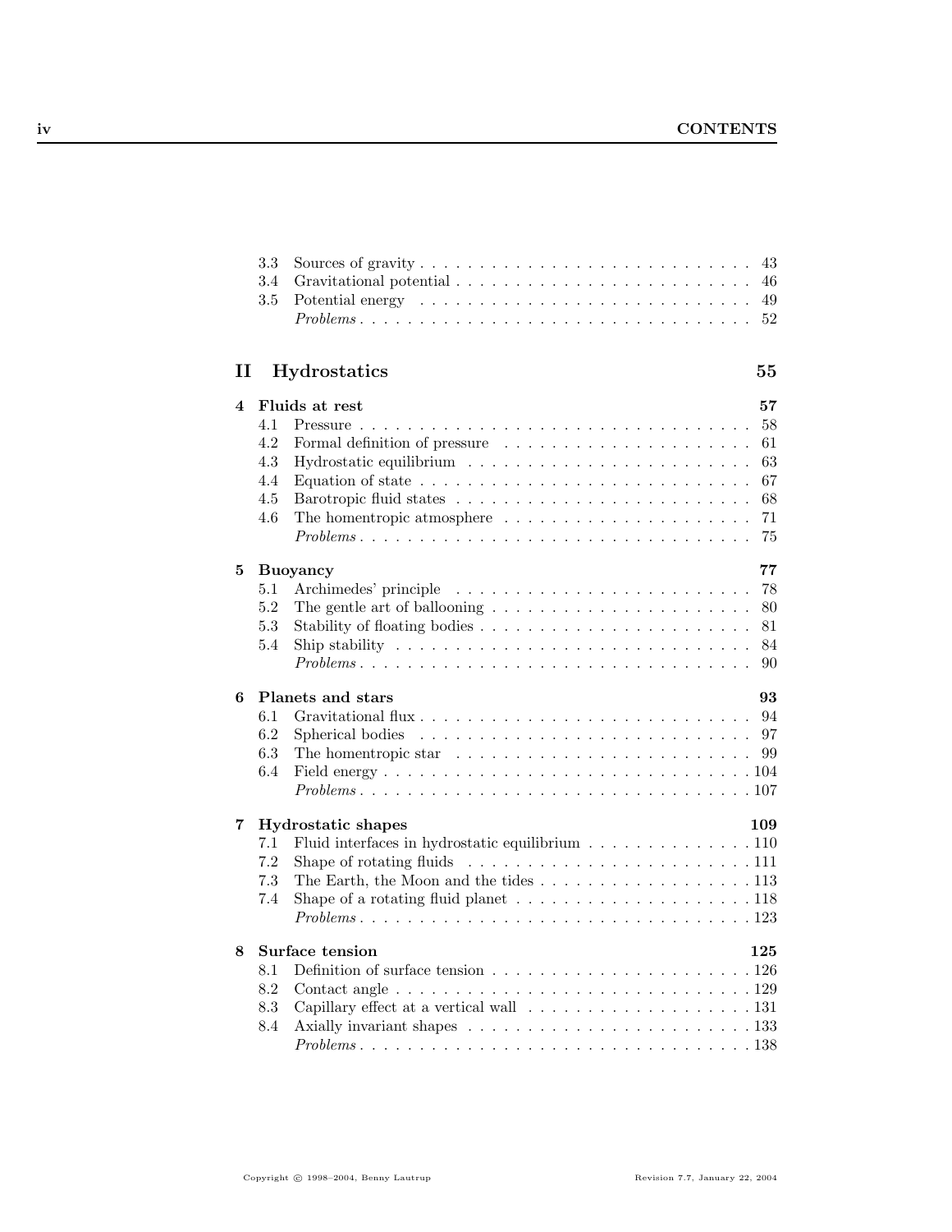3.3 Sources of gravity . . . . . . . . . . . . . . . . . . . . . . . . . . . 43
3.4 Gravitational potential . . . . . . . . . . . . . . . . . . . . . . . . 46
3.5 Potential energy . . . . . . . . . . . . . . . . . . . . . . . . . . . 49
*Problems* . . . . . . . . . . . . . . . . . . . . . . . . . . . . . . . . 52

# II Hydrostatics 55

## 4 Fluids at rest 57

4.1 Pressure . . . . . . . . . . . . . . . . . . . . . . . . . . . . . . . 58
4.2 Formal definition of pressure . . . . . . . . . . . . . . . . . . . . 61
4.3 Hydrostatic equilibrium . . . . . . . . . . . . . . . . . . . . . . . 63
4.4 Equation of state . . . . . . . . . . . . . . . . . . . . . . . . . . . 67
4.5 Barotropic fluid states . . . . . . . . . . . . . . . . . . . . . . . . 68
4.6 The homentropic atmosphere . . . . . . . . . . . . . . . . . . . . 71
*Problems* . . . . . . . . . . . . . . . . . . . . . . . . . . . . . . . . 75

## 5 Buoyancy 77

5.1 Archimedes' principle . . . . . . . . . . . . . . . . . . . . . . . . 78
5.2 The gentle art of ballooning . . . . . . . . . . . . . . . . . . . . . 80
5.3 Stability of floating bodies . . . . . . . . . . . . . . . . . . . . . . 81
5.4 Ship stability . . . . . . . . . . . . . . . . . . . . . . . . . . . . . 84
*Problems* . . . . . . . . . . . . . . . . . . . . . . . . . . . . . . . . 90

## 6 Planets and stars 93

6.1 Gravitational flux . . . . . . . . . . . . . . . . . . . . . . . . . . . 94
6.2 Spherical bodies . . . . . . . . . . . . . . . . . . . . . . . . . . . 97
6.3 The homentropic star . . . . . . . . . . . . . . . . . . . . . . . . 99
6.4 Field energy . . . . . . . . . . . . . . . . . . . . . . . . . . . . . . 104
*Problems* . . . . . . . . . . . . . . . . . . . . . . . . . . . . . . . . 107

## 7 Hydrostatic shapes 109

7.1 Fluid interfaces in hydrostatic equilibrium . . . . . . . . . . . . . . 110
7.2 Shape of rotating fluids . . . . . . . . . . . . . . . . . . . . . . . 111
7.3 The Earth, the Moon and the tides . . . . . . . . . . . . . . . . . . 113
7.4 Shape of a rotating fluid planet . . . . . . . . . . . . . . . . . . . 118
*Problems* . . . . . . . . . . . . . . . . . . . . . . . . . . . . . . . . 123

## 8 Surface tension 125

8.1 Definition of surface tension . . . . . . . . . . . . . . . . . . . . . 126
8.2 Contact angle . . . . . . . . . . . . . . . . . . . . . . . . . . . . . 129
8.3 Capillary effect at a vertical wall . . . . . . . . . . . . . . . . . . . 131
8.4 Axially invariant shapes . . . . . . . . . . . . . . . . . . . . . . . 133
*Problems* . . . . . . . . . . . . . . . . . . . . . . . . . . . . . . . . 138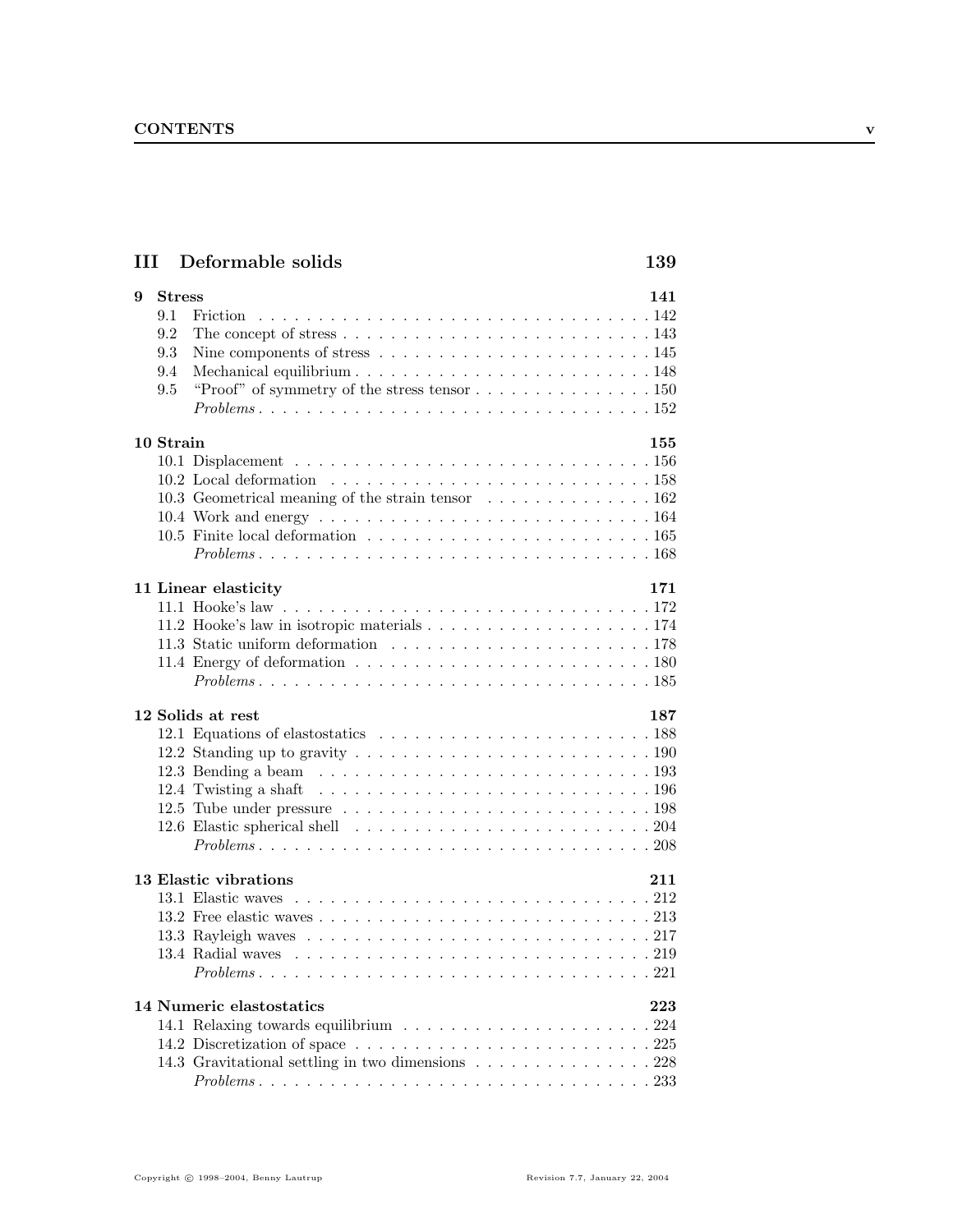# III Deformable solids — 139

## 9 Stress — 141

- 9.1 Friction . . . 142
- 9.2 The concept of stress . . . 143
- 9.3 Nine components of stress . . . 145
- 9.4 Mechanical equilibrium . . . 148
- 9.5 "Proof" of symmetry of the stress tensor . . . 150
- *Problems* . . . 152

## 10 Strain — 155

- 10.1 Displacement . . . 156
- 10.2 Local deformation . . . 158
- 10.3 Geometrical meaning of the strain tensor . . . 162
- 10.4 Work and energy . . . 164
- 10.5 Finite local deformation . . . 165
- *Problems* . . . 168

## 11 Linear elasticity — 171

- 11.1 Hooke's law . . . 172
- 11.2 Hooke's law in isotropic materials . . . 174
- 11.3 Static uniform deformation . . . 178
- 11.4 Energy of deformation . . . 180
- *Problems* . . . 185

## 12 Solids at rest — 187

- 12.1 Equations of elastostatics . . . 188
- 12.2 Standing up to gravity . . . 190
- 12.3 Bending a beam . . . 193
- 12.4 Twisting a shaft . . . 196
- 12.5 Tube under pressure . . . 198
- 12.6 Elastic spherical shell . . . 204
- *Problems* . . . 208

## 13 Elastic vibrations — 211

- 13.1 Elastic waves . . . 212
- 13.2 Free elastic waves . . . 213
- 13.3 Rayleigh waves . . . 217
- 13.4 Radial waves . . . 219
- *Problems* . . . 221

## 14 Numeric elastostatics — 223

- 14.1 Relaxing towards equilibrium . . . 224
- 14.2 Discretization of space . . . 225
- 14.3 Gravitational settling in two dimensions . . . 228
- *Problems* . . . 233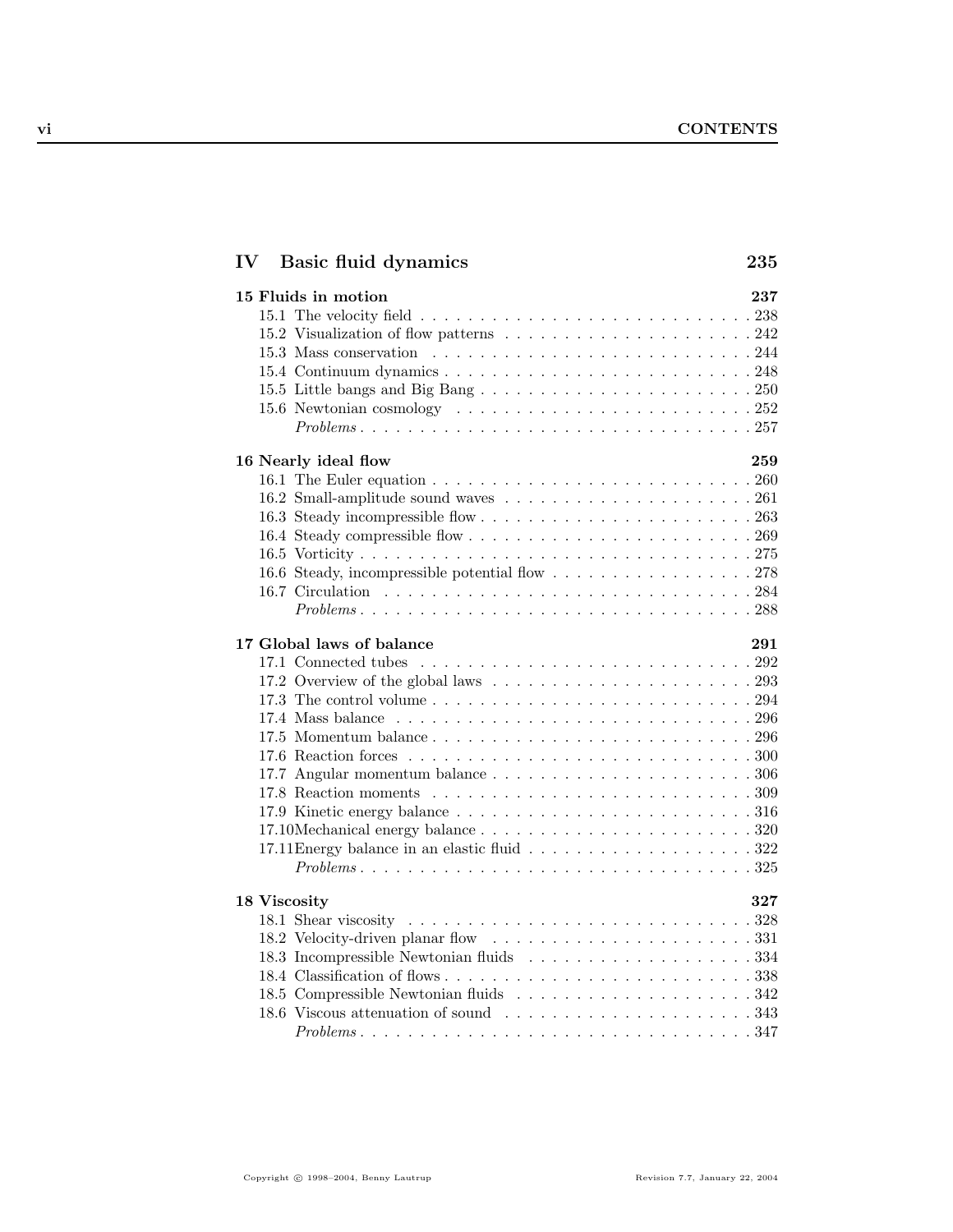# IV Basic fluid dynamics — 235

## 15 Fluids in motion — 237

- 15.1 The velocity field . . . . . 238
- 15.2 Visualization of flow patterns . . . . . 242
- 15.3 Mass conservation . . . . . 244
- 15.4 Continuum dynamics . . . . . 248
- 15.5 Little bangs and Big Bang . . . . . 250
- 15.6 Newtonian cosmology . . . . . 252
- *Problems* . . . . . 257

## 16 Nearly ideal flow — 259

- 16.1 The Euler equation . . . . . 260
- 16.2 Small-amplitude sound waves . . . . . 261
- 16.3 Steady incompressible flow . . . . . 263
- 16.4 Steady compressible flow . . . . . 269
- 16.5 Vorticity . . . . . 275
- 16.6 Steady, incompressible potential flow . . . . . 278
- 16.7 Circulation . . . . . 284
- *Problems* . . . . . 288

## 17 Global laws of balance — 291

- 17.1 Connected tubes . . . . . 292
- 17.2 Overview of the global laws . . . . . 293
- 17.3 The control volume . . . . . 294
- 17.4 Mass balance . . . . . 296
- 17.5 Momentum balance . . . . . 296
- 17.6 Reaction forces . . . . . 300
- 17.7 Angular momentum balance . . . . . 306
- 17.8 Reaction moments . . . . . 309
- 17.9 Kinetic energy balance . . . . . 316
- 17.10 Mechanical energy balance . . . . . 320
- 17.11 Energy balance in an elastic fluid . . . . . 322
- *Problems* . . . . . 325

## 18 Viscosity — 327

- 18.1 Shear viscosity . . . . . 328
- 18.2 Velocity-driven planar flow . . . . . 331
- 18.3 Incompressible Newtonian fluids . . . . . 334
- 18.4 Classification of flows . . . . . 338
- 18.5 Compressible Newtonian fluids . . . . . 342
- 18.6 Viscous attenuation of sound . . . . . 343
- *Problems* . . . . . 347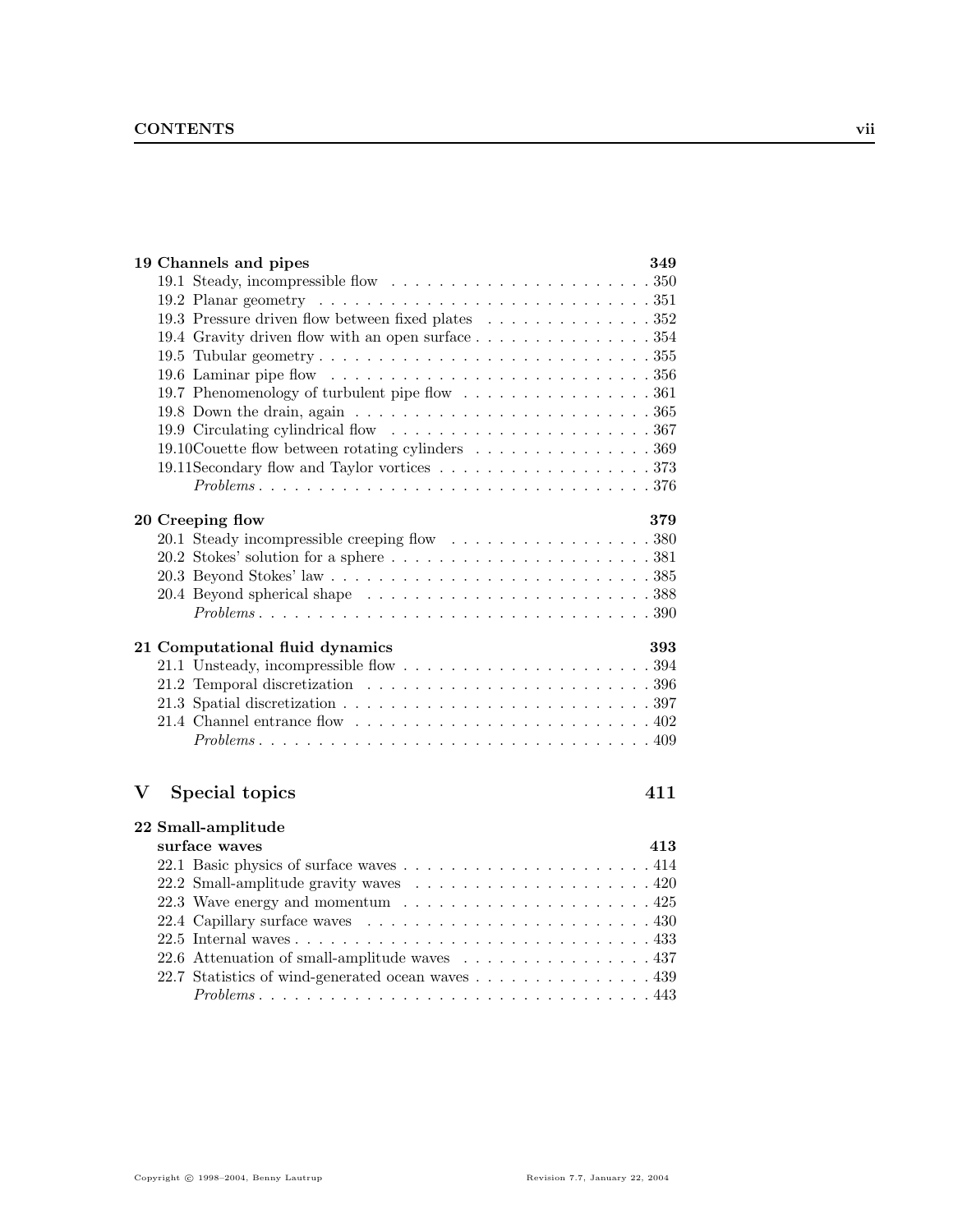**19 Channels and pipes** **349**

- 19.1 Steady, incompressible flow . . . . . . . . . . . . . . . . . . . . . . . 350
- 19.2 Planar geometry . . . . . . . . . . . . . . . . . . . . . . . . . . . . . 351
- 19.3 Pressure driven flow between fixed plates . . . . . . . . . . . . . . 352
- 19.4 Gravity driven flow with an open surface . . . . . . . . . . . . . . . 354
- 19.5 Tubular geometry . . . . . . . . . . . . . . . . . . . . . . . . . . . . 355
- 19.6 Laminar pipe flow . . . . . . . . . . . . . . . . . . . . . . . . . . . 356
- 19.7 Phenomenology of turbulent pipe flow . . . . . . . . . . . . . . . . 361
- 19.8 Down the drain, again . . . . . . . . . . . . . . . . . . . . . . . . . 365
- 19.9 Circulating cylindrical flow . . . . . . . . . . . . . . . . . . . . . . 367
- 19.10 Couette flow between rotating cylinders . . . . . . . . . . . . . . . 369
- 19.11 Secondary flow and Taylor vortices . . . . . . . . . . . . . . . . . . 373
- *Problems* . . . . . . . . . . . . . . . . . . . . . . . . . . . . . . . . . 376

**20 Creeping flow** **379**

- 20.1 Steady incompressible creeping flow . . . . . . . . . . . . . . . . . 380
- 20.2 Stokes' solution for a sphere . . . . . . . . . . . . . . . . . . . . . . 381
- 20.3 Beyond Stokes' law . . . . . . . . . . . . . . . . . . . . . . . . . . . 385
- 20.4 Beyond spherical shape . . . . . . . . . . . . . . . . . . . . . . . . . 388
- *Problems* . . . . . . . . . . . . . . . . . . . . . . . . . . . . . . . . . 390

**21 Computational fluid dynamics** **393**

- 21.1 Unsteady, incompressible flow . . . . . . . . . . . . . . . . . . . . . 394
- 21.2 Temporal discretization . . . . . . . . . . . . . . . . . . . . . . . . 396
- 21.3 Spatial discretization . . . . . . . . . . . . . . . . . . . . . . . . . . 397
- 21.4 Channel entrance flow . . . . . . . . . . . . . . . . . . . . . . . . . 402
- *Problems* . . . . . . . . . . . . . . . . . . . . . . . . . . . . . . . . . 409

# V Special topics 411

**22 Small-amplitude surface waves** **413**

- 22.1 Basic physics of surface waves . . . . . . . . . . . . . . . . . . . . . 414
- 22.2 Small-amplitude gravity waves . . . . . . . . . . . . . . . . . . . . 420
- 22.3 Wave energy and momentum . . . . . . . . . . . . . . . . . . . . . 425
- 22.4 Capillary surface waves . . . . . . . . . . . . . . . . . . . . . . . . 430
- 22.5 Internal waves . . . . . . . . . . . . . . . . . . . . . . . . . . . . . . 433
- 22.6 Attenuation of small-amplitude waves . . . . . . . . . . . . . . . . 437
- 22.7 Statistics of wind-generated ocean waves . . . . . . . . . . . . . . . 439
- *Problems* . . . . . . . . . . . . . . . . . . . . . . . . . . . . . . . . . 443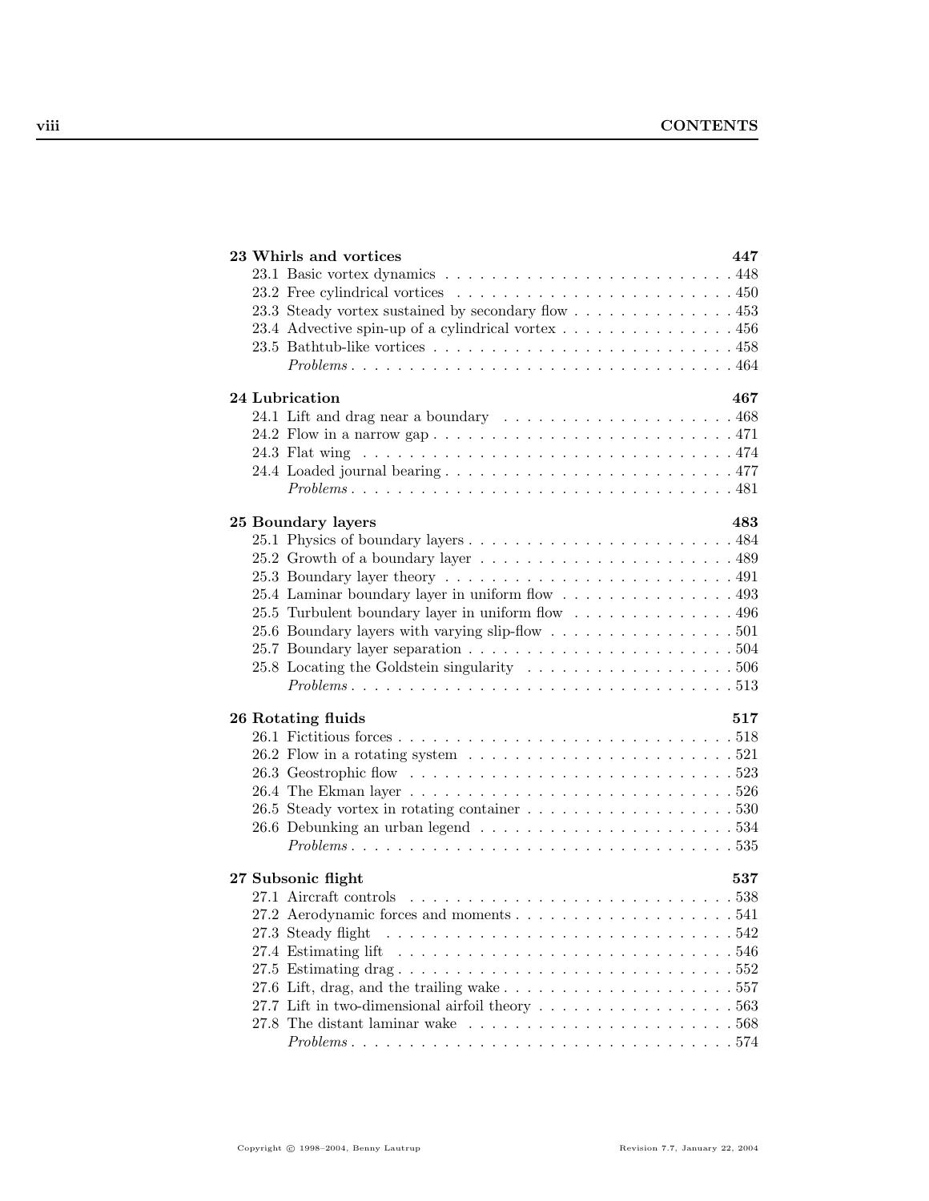**23 Whirls and vortices** **447**

- 23.1 Basic vortex dynamics . . . 448
- 23.2 Free cylindrical vortices . . . 450
- 23.3 Steady vortex sustained by secondary flow . . . 453
- 23.4 Advective spin-up of a cylindrical vortex . . . 456
- 23.5 Bathtub-like vortices . . . 458
- *Problems* . . . 464

**24 Lubrication** **467**

- 24.1 Lift and drag near a boundary . . . 468
- 24.2 Flow in a narrow gap . . . 471
- 24.3 Flat wing . . . 474
- 24.4 Loaded journal bearing . . . 477
- *Problems* . . . 481

**25 Boundary layers** **483**

- 25.1 Physics of boundary layers . . . 484
- 25.2 Growth of a boundary layer . . . 489
- 25.3 Boundary layer theory . . . 491
- 25.4 Laminar boundary layer in uniform flow . . . 493
- 25.5 Turbulent boundary layer in uniform flow . . . 496
- 25.6 Boundary layers with varying slip-flow . . . 501
- 25.7 Boundary layer separation . . . 504
- 25.8 Locating the Goldstein singularity . . . 506
- *Problems* . . . 513

**26 Rotating fluids** **517**

- 26.1 Fictitious forces . . . 518
- 26.2 Flow in a rotating system . . . 521
- 26.3 Geostrophic flow . . . 523
- 26.4 The Ekman layer . . . 526
- 26.5 Steady vortex in rotating container . . . 530
- 26.6 Debunking an urban legend . . . 534
- *Problems* . . . 535

**27 Subsonic flight** **537**

- 27.1 Aircraft controls . . . 538
- 27.2 Aerodynamic forces and moments . . . 541
- 27.3 Steady flight . . . 542
- 27.4 Estimating lift . . . 546
- 27.5 Estimating drag . . . 552
- 27.6 Lift, drag, and the trailing wake . . . 557
- 27.7 Lift in two-dimensional airfoil theory . . . 563
- 27.8 The distant laminar wake . . . 568
- *Problems* . . . 574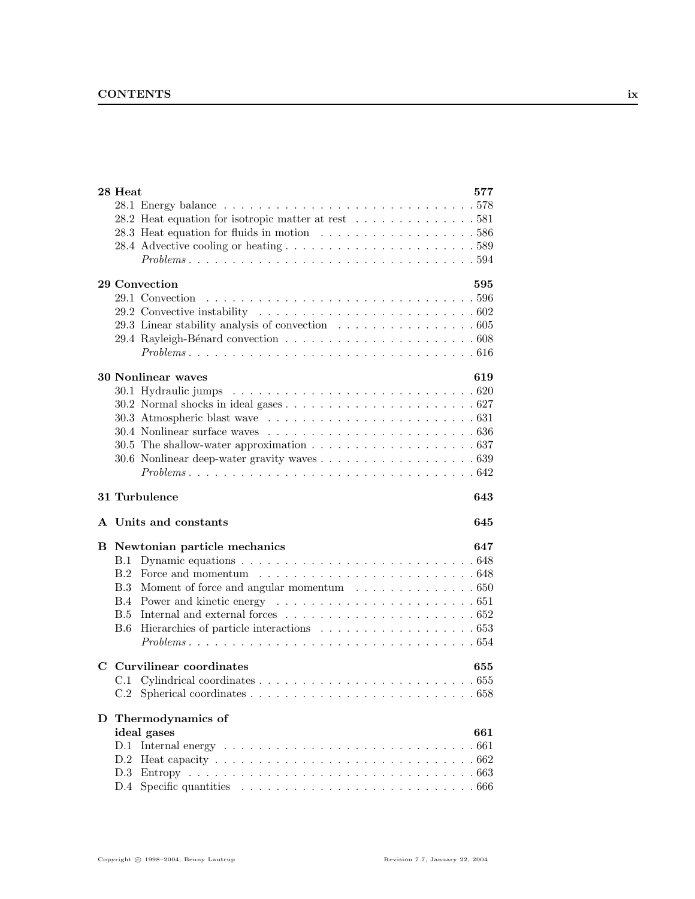**28 Heat** **577**

- 28.1 Energy balance . . . . . . . . . . 578
- 28.2 Heat equation for isotropic matter at rest . . . . . . . . . . 581
- 28.3 Heat equation for fluids in motion . . . . . . . . . . 586
- 28.4 Advective cooling or heating . . . . . . . . . . 589
- *Problems* . . . . . . . . . . 594

**29 Convection** **595**

- 29.1 Convection . . . . . . . . . . 596
- 29.2 Convective instability . . . . . . . . . . 602
- 29.3 Linear stability analysis of convection . . . . . . . . . . 605
- 29.4 Rayleigh-Bénard convection . . . . . . . . . . 608
- *Problems* . . . . . . . . . . 616

**30 Nonlinear waves** **619**

- 30.1 Hydraulic jumps . . . . . . . . . . 620
- 30.2 Normal shocks in ideal gases . . . . . . . . . . 627
- 30.3 Atmospheric blast wave . . . . . . . . . . 631
- 30.4 Nonlinear surface waves . . . . . . . . . . 636
- 30.5 The shallow-water approximation . . . . . . . . . . 637
- 30.6 Nonlinear deep-water gravity waves . . . . . . . . . . 639
- *Problems* . . . . . . . . . . 642

**31 Turbulence** **643**

**A Units and constants** **645**

**B Newtonian particle mechanics** **647**

- B.1 Dynamic equations . . . . . . . . . . 648
- B.2 Force and momentum . . . . . . . . . . 648
- B.3 Moment of force and angular momentum . . . . . . . . . . 650
- B.4 Power and kinetic energy . . . . . . . . . . 651
- B.5 Internal and external forces . . . . . . . . . . 652
- B.6 Hierarchies of particle interactions . . . . . . . . . . 653
- *Problems* . . . . . . . . . . 654

**C Curvilinear coordinates** **655**

- C.1 Cylindrical coordinates . . . . . . . . . . 655
- C.2 Spherical coordinates . . . . . . . . . . 658

**D Thermodynamics of ideal gases** **661**

- D.1 Internal energy . . . . . . . . . . 661
- D.2 Heat capacity . . . . . . . . . . 662
- D.3 Entropy . . . . . . . . . . 663
- D.4 Specific quantities . . . . . . . . . . 666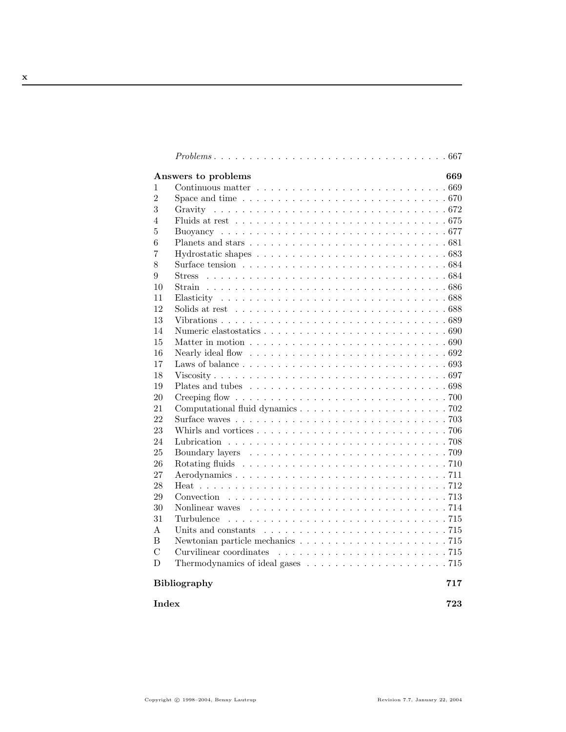*Problems* . . . . . . . . . . . . . . . . . . . . . . . . . . . . . . . . . 667

**Answers to problems** **669**

1 Continuous matter . . . . . . . . . . . . . . . . . . . . . . . . . . 669
2 Space and time . . . . . . . . . . . . . . . . . . . . . . . . . . . 670
3 Gravity . . . . . . . . . . . . . . . . . . . . . . . . . . . . . . . 672
4 Fluids at rest . . . . . . . . . . . . . . . . . . . . . . . . . . . . 675
5 Buoyancy . . . . . . . . . . . . . . . . . . . . . . . . . . . . . . 677
6 Planets and stars . . . . . . . . . . . . . . . . . . . . . . . . . . 681
7 Hydrostatic shapes . . . . . . . . . . . . . . . . . . . . . . . . . 683
8 Surface tension . . . . . . . . . . . . . . . . . . . . . . . . . . . 684
9 Stress . . . . . . . . . . . . . . . . . . . . . . . . . . . . . . . . 684
10 Strain . . . . . . . . . . . . . . . . . . . . . . . . . . . . . . . . 686
11 Elasticity . . . . . . . . . . . . . . . . . . . . . . . . . . . . . . 688
12 Solids at rest . . . . . . . . . . . . . . . . . . . . . . . . . . . . 688
13 Vibrations . . . . . . . . . . . . . . . . . . . . . . . . . . . . . . 689
14 Numeric elastostatics . . . . . . . . . . . . . . . . . . . . . . . . 690
15 Matter in motion . . . . . . . . . . . . . . . . . . . . . . . . . . 690
16 Nearly ideal flow . . . . . . . . . . . . . . . . . . . . . . . . . . 692
17 Laws of balance . . . . . . . . . . . . . . . . . . . . . . . . . . . 693
18 Viscosity . . . . . . . . . . . . . . . . . . . . . . . . . . . . . . . 697
19 Plates and tubes . . . . . . . . . . . . . . . . . . . . . . . . . . . 698
20 Creeping flow . . . . . . . . . . . . . . . . . . . . . . . . . . . . 700
21 Computational fluid dynamics . . . . . . . . . . . . . . . . . . . 702
22 Surface waves . . . . . . . . . . . . . . . . . . . . . . . . . . . . 703
23 Whirls and vortices . . . . . . . . . . . . . . . . . . . . . . . . . 706
24 Lubrication . . . . . . . . . . . . . . . . . . . . . . . . . . . . . 708
25 Boundary layers . . . . . . . . . . . . . . . . . . . . . . . . . . . 709
26 Rotating fluids . . . . . . . . . . . . . . . . . . . . . . . . . . . . 710
27 Aerodynamics . . . . . . . . . . . . . . . . . . . . . . . . . . . . 711
28 Heat . . . . . . . . . . . . . . . . . . . . . . . . . . . . . . . . . 712
29 Convection . . . . . . . . . . . . . . . . . . . . . . . . . . . . . . 713
30 Nonlinear waves . . . . . . . . . . . . . . . . . . . . . . . . . . . 714
31 Turbulence . . . . . . . . . . . . . . . . . . . . . . . . . . . . . . 715
A Units and constants . . . . . . . . . . . . . . . . . . . . . . . . . 715
B Newtonian particle mechanics . . . . . . . . . . . . . . . . . . . . 715
C Curvilinear coordinates . . . . . . . . . . . . . . . . . . . . . . . 715
D Thermodynamics of ideal gases . . . . . . . . . . . . . . . . . . . 715

**Bibliography** **717**

**Index** **723**